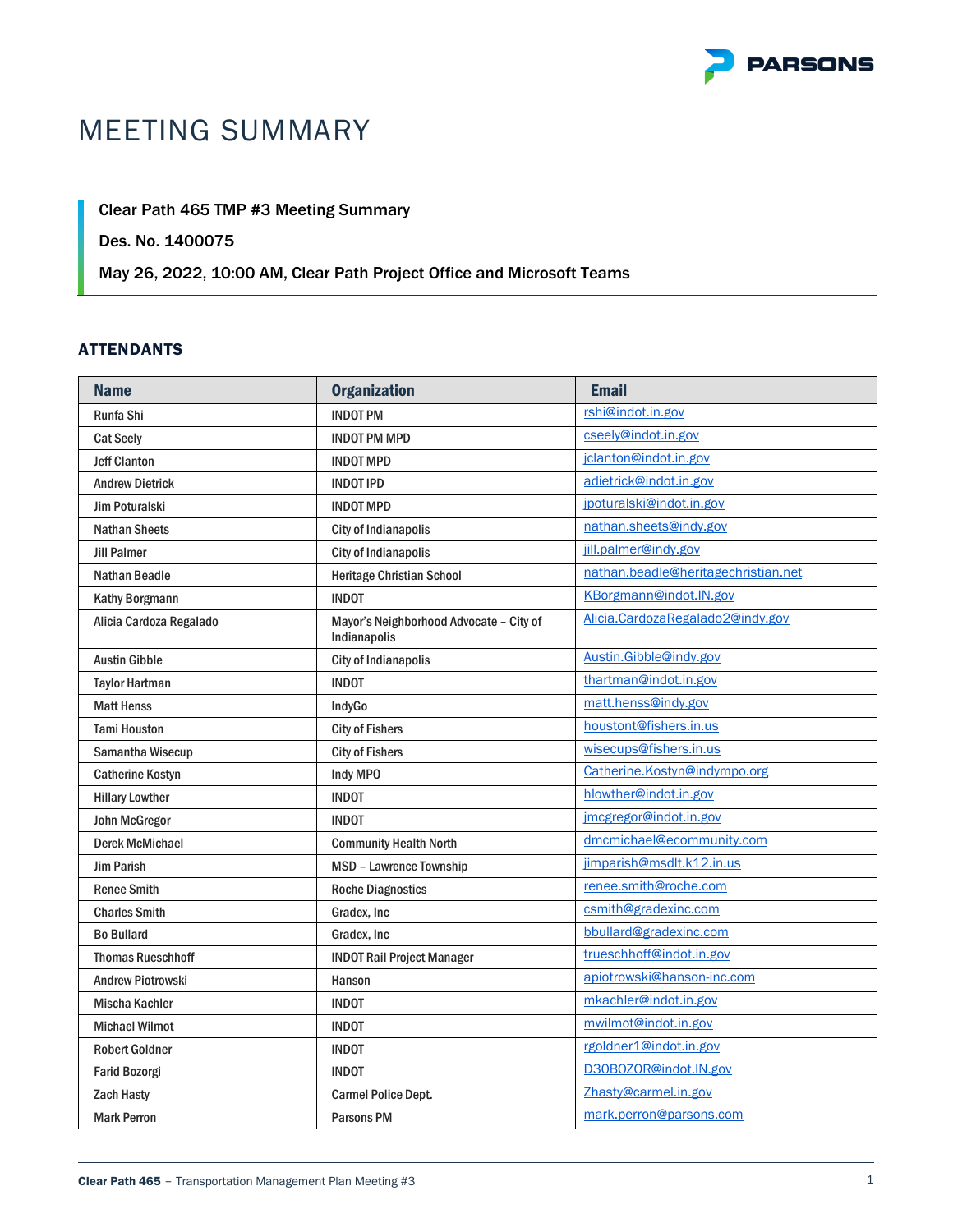# MEETING SUMMARY

**Clear Path 465 TMP #3 Meeting Summary**

**Des. No. 1400075**

**May 26, 2022, 10:00 AM, Clear Path Project Office and Microsoft Teams**

## ATTENDANTS

| Name | Organization | Email |
|---|---|---|
| Runfa Shi | INDOT PM | rshi@indot.in.gov |
| Cat Seely | INDOT PM MPD | cseely@indot.in.gov |
| Jeff Clanton | INDOT MPD | jclanton@indot.in.gov |
| Andrew Dietrick | INDOT IPD | adietrick@indot.in.gov |
| Jim Poturalski | INDOT MPD | jpoturalski@indot.in.gov |
| Nathan Sheets | City of Indianapolis | nathan.sheets@indy.gov |
| Jill Palmer | City of Indianapolis | jill.palmer@indy.gov |
| Nathan Beadle | Heritage Christian School | nathan.beadle@heritagechristian.net |
| Kathy Borgmann | INDOT | KBorgmann@indot.IN.gov |
| Alicia Cardoza Regalado | Mayor's Neighborhood Advocate – City of Indianapolis | Alicia.CardozaRegalado2@indy.gov |
| Austin Gibble | City of Indianapolis | Austin.Gibble@indy.gov |
| Taylor Hartman | INDOT | thartman@indot.in.gov |
| Matt Henss | IndyGo | matt.henss@indy.gov |
| Tami Houston | City of Fishers | houstont@fishers.in.us |
| Samantha Wisecup | City of Fishers | wisecups@fishers.in.us |
| Catherine Kostyn | Indy MPO | Catherine.Kostyn@indympo.org |
| Hillary Lowther | INDOT | hlowther@indot.in.gov |
| John McGregor | INDOT | jmcgregor@indot.in.gov |
| Derek McMichael | Community Health North | dmcmichael@ecommunity.com |
| Jim Parish | MSD – Lawrence Township | jimparish@msdlt.k12.in.us |
| Renee Smith | Roche Diagnostics | renee.smith@roche.com |
| Charles Smith | Gradex, Inc | csmith@gradexinc.com |
| Bo Bullard | Gradex, Inc | bbullard@gradexinc.com |
| Thomas Rueschhoff | INDOT Rail Project Manager | trueschhoff@indot.in.gov |
| Andrew Piotrowski | Hanson | apiotrowski@hanson-inc.com |
| Mischa Kachler | INDOT | mkachler@indot.in.gov |
| Michael Wilmot | INDOT | mwilmot@indot.in.gov |
| Robert Goldner | INDOT | rgoldner1@indot.in.gov |
| Farid Bozorgi | INDOT | D30BOZOR@indot.IN.gov |
| Zach Hasty | Carmel Police Dept. | Zhasty@carmel.in.gov |
| Mark Perron | Parsons PM | mark.perron@parsons.com |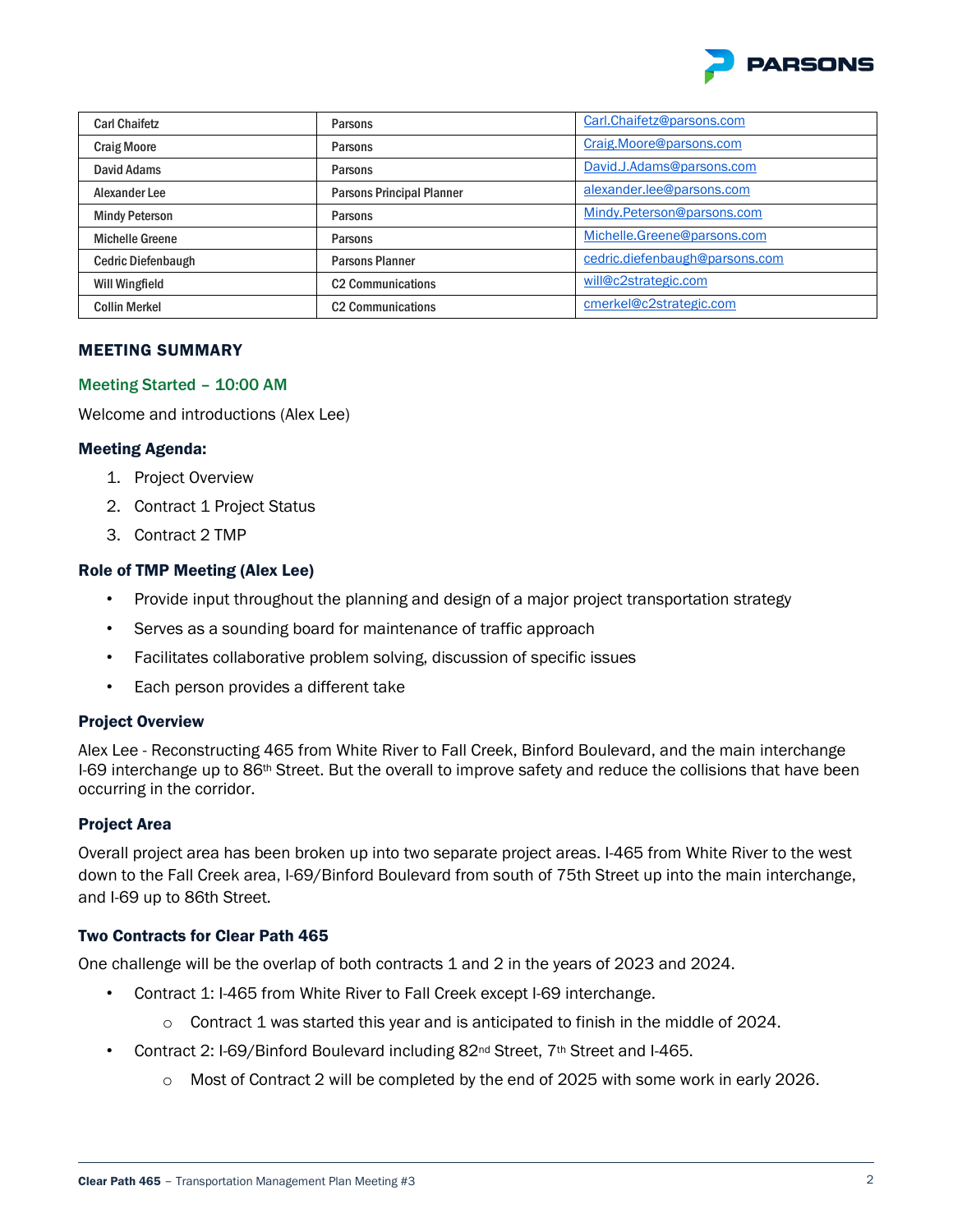| Carl Chaifetz | Parsons | Carl.Chaifetz@parsons.com |
|---|---|---|
| Craig Moore | Parsons | Craig.Moore@parsons.com |
| David Adams | Parsons | David.J.Adams@parsons.com |
| Alexander Lee | Parsons Principal Planner | alexander.lee@parsons.com |
| Mindy Peterson | Parsons | Mindy.Peterson@parsons.com |
| Michelle Greene | Parsons | Michelle.Greene@parsons.com |
| Cedric Diefenbaugh | Parsons Planner | cedric.diefenbaugh@parsons.com |
| Will Wingfield | C2 Communications | will@c2strategic.com |
| Collin Merkel | C2 Communications | cmerkel@c2strategic.com |

## MEETING SUMMARY

### Meeting Started – 10:00 AM

Welcome and introductions (Alex Lee)

### Meeting Agenda:

1. Project Overview
2. Contract 1 Project Status
3. Contract 2 TMP

### Role of TMP Meeting (Alex Lee)

- Provide input throughout the planning and design of a major project transportation strategy
- Serves as a sounding board for maintenance of traffic approach
- Facilitates collaborative problem solving, discussion of specific issues
- Each person provides a different take

### Project Overview

Alex Lee - Reconstructing 465 from White River to Fall Creek, Binford Boulevard, and the main interchange I-69 interchange up to 86th Street. But the overall to improve safety and reduce the collisions that have been occurring in the corridor.

### Project Area

Overall project area has been broken up into two separate project areas. I-465 from White River to the west down to the Fall Creek area, I-69/Binford Boulevard from south of 75th Street up into the main interchange, and I-69 up to 86th Street.

### Two Contracts for Clear Path 465

One challenge will be the overlap of both contracts 1 and 2 in the years of 2023 and 2024.

- Contract 1: I-465 from White River to Fall Creek except I-69 interchange.
  - Contract 1 was started this year and is anticipated to finish in the middle of 2024.
- Contract 2: I-69/Binford Boulevard including 82nd Street, 7th Street and I-465.
  - Most of Contract 2 will be completed by the end of 2025 with some work in early 2026.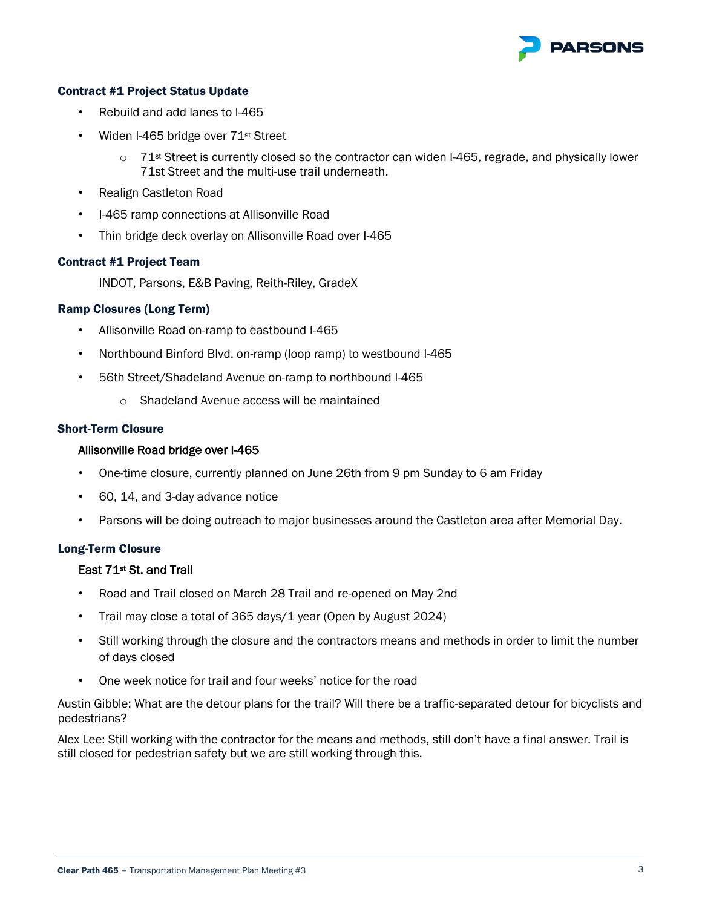### Contract #1 Project Status Update

- Rebuild and add lanes to I-465
- Widen I-465 bridge over 71st Street
  - 71st Street is currently closed so the contractor can widen I-465, regrade, and physically lower 71st Street and the multi-use trail underneath.
- Realign Castleton Road
- I-465 ramp connections at Allisonville Road
- Thin bridge deck overlay on Allisonville Road over I-465

### Contract #1 Project Team

INDOT, Parsons, E&B Paving, Reith-Riley, GradeX

### Ramp Closures (Long Term)

- Allisonville Road on-ramp to eastbound I-465
- Northbound Binford Blvd. on-ramp (loop ramp) to westbound I-465
- 56th Street/Shadeland Avenue on-ramp to northbound I-465
  - Shadeland Avenue access will be maintained

### Short-Term Closure

#### Allisonville Road bridge over I-465

- One-time closure, currently planned on June 26th from 9 pm Sunday to 6 am Friday
- 60, 14, and 3-day advance notice
- Parsons will be doing outreach to major businesses around the Castleton area after Memorial Day.

### Long-Term Closure

#### East 71st St. and Trail

- Road and Trail closed on March 28 Trail and re-opened on May 2nd
- Trail may close a total of 365 days/1 year (Open by August 2024)
- Still working through the closure and the contractors means and methods in order to limit the number of days closed
- One week notice for trail and four weeks' notice for the road

Austin Gibble: What are the detour plans for the trail? Will there be a traffic-separated detour for bicyclists and pedestrians?

Alex Lee: Still working with the contractor for the means and methods, still don't have a final answer. Trail is still closed for pedestrian safety but we are still working through this.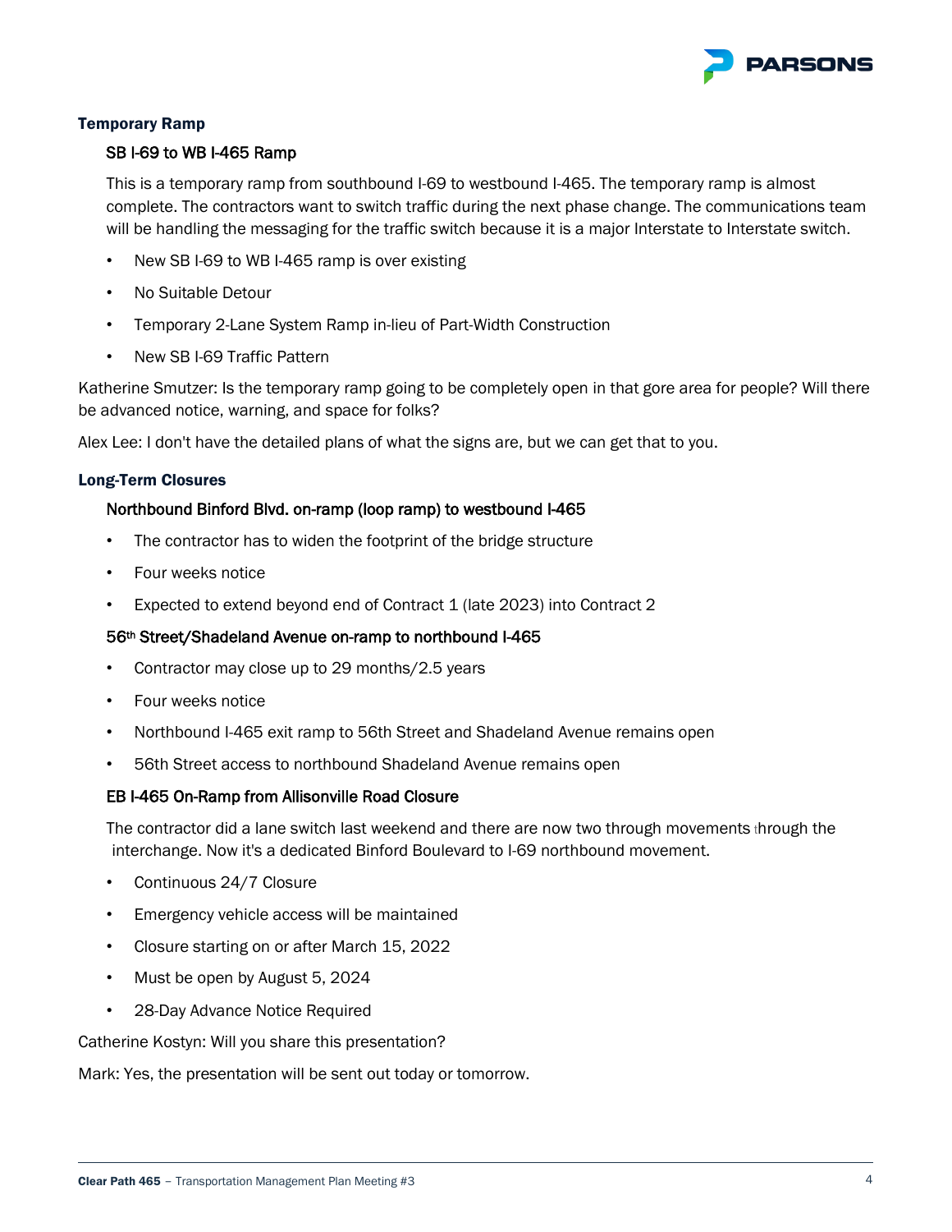### Temporary Ramp

#### SB I-69 to WB I-465 Ramp

This is a temporary ramp from southbound I-69 to westbound I-465. The temporary ramp is almost complete. The contractors want to switch traffic during the next phase change. The communications team will be handling the messaging for the traffic switch because it is a major Interstate to Interstate switch.

- New SB I-69 to WB I-465 ramp is over existing
- No Suitable Detour
- Temporary 2-Lane System Ramp in-lieu of Part-Width Construction
- New SB I-69 Traffic Pattern

Katherine Smutzer: Is the temporary ramp going to be completely open in that gore area for people? Will there be advanced notice, warning, and space for folks?

Alex Lee: I don't have the detailed plans of what the signs are, but we can get that to you.

### Long-Term Closures

#### Northbound Binford Blvd. on-ramp (loop ramp) to westbound I-465

- The contractor has to widen the footprint of the bridge structure
- Four weeks notice
- Expected to extend beyond end of Contract 1 (late 2023) into Contract 2

#### 56th Street/Shadeland Avenue on-ramp to northbound I-465

- Contractor may close up to 29 months/2.5 years
- Four weeks notice
- Northbound I-465 exit ramp to 56th Street and Shadeland Avenue remains open
- 56th Street access to northbound Shadeland Avenue remains open

#### EB I-465 On-Ramp from Allisonville Road Closure

The contractor did a lane switch last weekend and there are now two through movements through the interchange. Now it's a dedicated Binford Boulevard to I-69 northbound movement.

- Continuous 24/7 Closure
- Emergency vehicle access will be maintained
- Closure starting on or after March 15, 2022
- Must be open by August 5, 2024
- 28-Day Advance Notice Required

Catherine Kostyn: Will you share this presentation?

Mark: Yes, the presentation will be sent out today or tomorrow.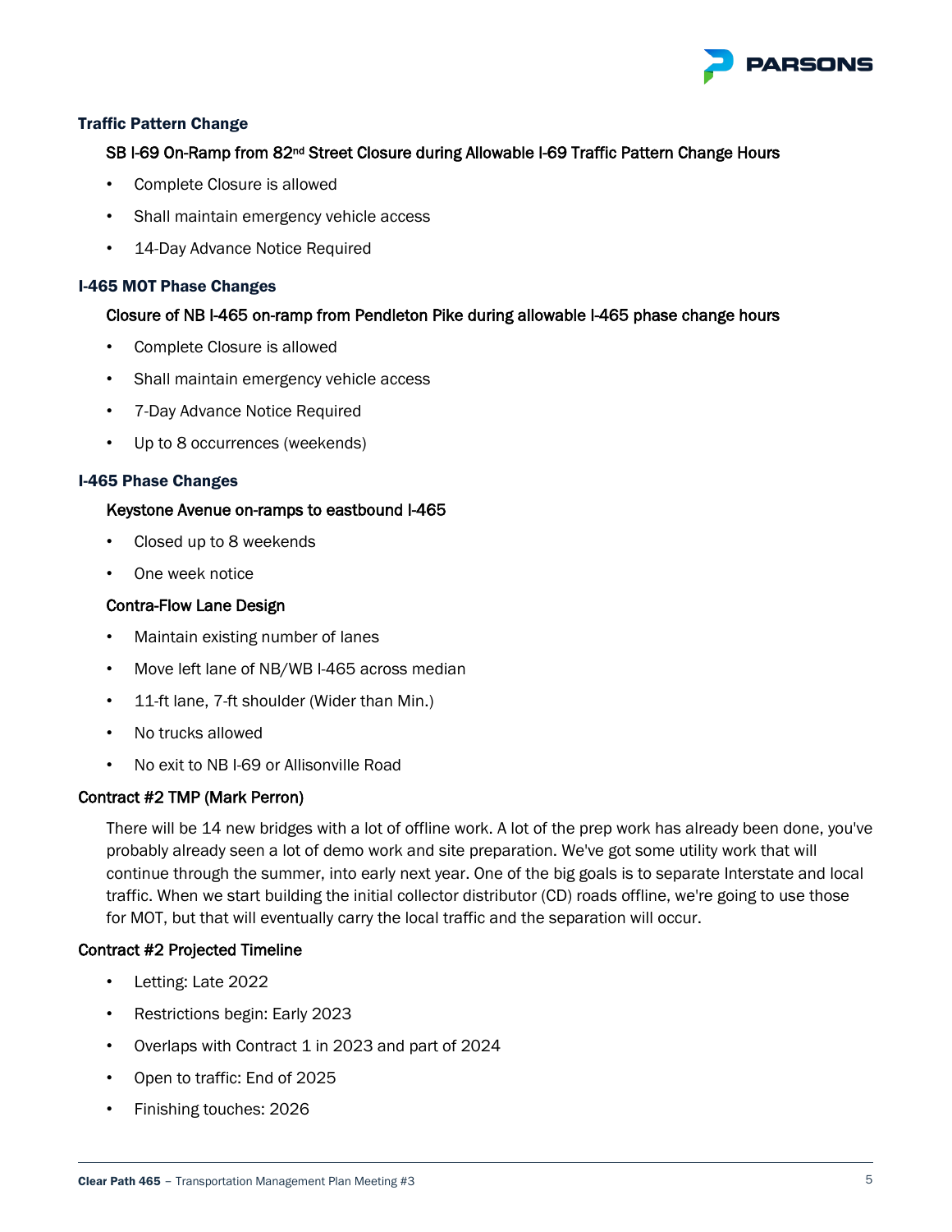### Traffic Pattern Change

#### SB I-69 On-Ramp from 82nd Street Closure during Allowable I-69 Traffic Pattern Change Hours

- Complete Closure is allowed
- Shall maintain emergency vehicle access
- 14-Day Advance Notice Required

### I-465 MOT Phase Changes

#### Closure of NB I-465 on-ramp from Pendleton Pike during allowable I-465 phase change hours

- Complete Closure is allowed
- Shall maintain emergency vehicle access
- 7-Day Advance Notice Required
- Up to 8 occurrences (weekends)

### I-465 Phase Changes

#### Keystone Avenue on-ramps to eastbound I-465

- Closed up to 8 weekends
- One week notice

#### Contra-Flow Lane Design

- Maintain existing number of lanes
- Move left lane of NB/WB I-465 across median
- 11-ft lane, 7-ft shoulder (Wider than Min.)
- No trucks allowed
- No exit to NB I-69 or Allisonville Road

### Contract #2 TMP (Mark Perron)

There will be 14 new bridges with a lot of offline work. A lot of the prep work has already been done, you've probably already seen a lot of demo work and site preparation. We've got some utility work that will continue through the summer, into early next year. One of the big goals is to separate Interstate and local traffic. When we start building the initial collector distributor (CD) roads offline, we're going to use those for MOT, but that will eventually carry the local traffic and the separation will occur.

### Contract #2 Projected Timeline

- Letting: Late 2022
- Restrictions begin: Early 2023
- Overlaps with Contract 1 in 2023 and part of 2024
- Open to traffic: End of 2025
- Finishing touches: 2026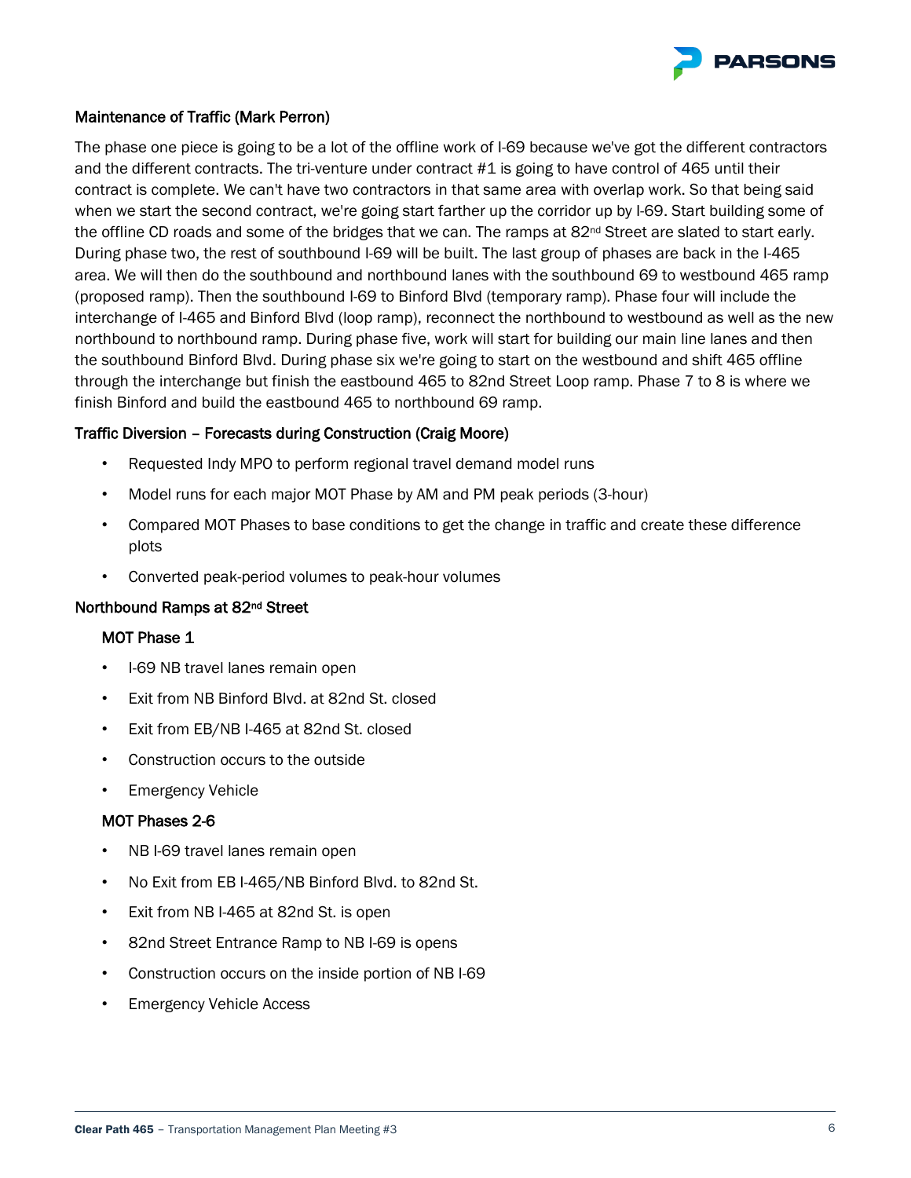### Maintenance of Traffic (Mark Perron)

The phase one piece is going to be a lot of the offline work of I-69 because we've got the different contractors and the different contracts. The tri-venture under contract #1 is going to have control of 465 until their contract is complete. We can't have two contractors in that same area with overlap work. So that being said when we start the second contract, we're going start farther up the corridor up by I-69. Start building some of the offline CD roads and some of the bridges that we can. The ramps at 82nd Street are slated to start early. During phase two, the rest of southbound I-69 will be built. The last group of phases are back in the I-465 area. We will then do the southbound and northbound lanes with the southbound 69 to westbound 465 ramp (proposed ramp). Then the southbound I-69 to Binford Blvd (temporary ramp). Phase four will include the interchange of I-465 and Binford Blvd (loop ramp), reconnect the northbound to westbound as well as the new northbound to northbound ramp. During phase five, work will start for building our main line lanes and then the southbound Binford Blvd. During phase six we're going to start on the westbound and shift 465 offline through the interchange but finish the eastbound 465 to 82nd Street Loop ramp. Phase 7 to 8 is where we finish Binford and build the eastbound 465 to northbound 69 ramp.

### Traffic Diversion – Forecasts during Construction (Craig Moore)

- Requested Indy MPO to perform regional travel demand model runs
- Model runs for each major MOT Phase by AM and PM peak periods (3-hour)
- Compared MOT Phases to base conditions to get the change in traffic and create these difference plots
- Converted peak-period volumes to peak-hour volumes

### Northbound Ramps at 82nd Street

#### MOT Phase 1

- I-69 NB travel lanes remain open
- Exit from NB Binford Blvd. at 82nd St. closed
- Exit from EB/NB I-465 at 82nd St. closed
- Construction occurs to the outside
- Emergency Vehicle

#### MOT Phases 2-6

- NB I-69 travel lanes remain open
- No Exit from EB I-465/NB Binford Blvd. to 82nd St.
- Exit from NB I-465 at 82nd St. is open
- 82nd Street Entrance Ramp to NB I-69 is opens
- Construction occurs on the inside portion of NB I-69
- Emergency Vehicle Access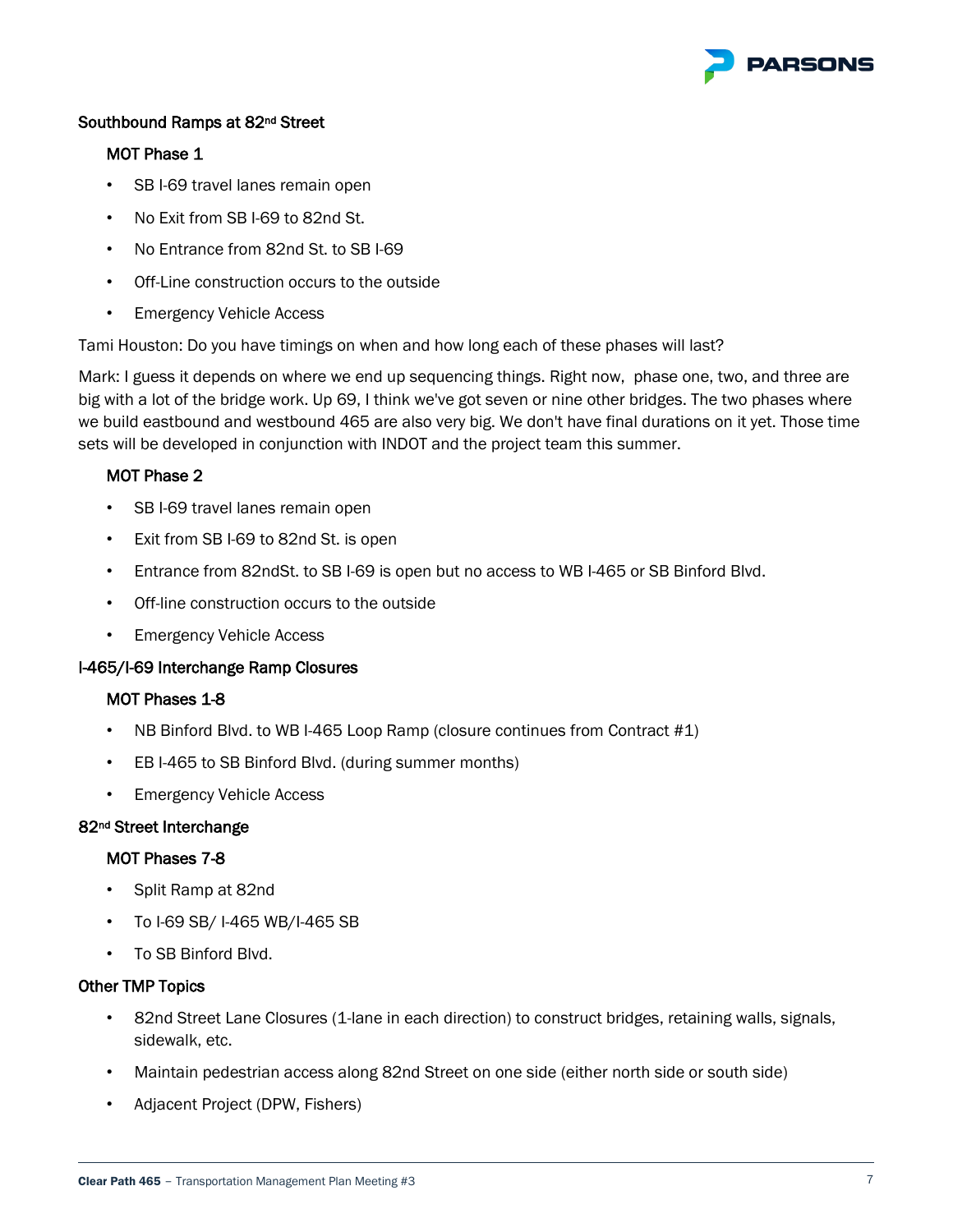### Southbound Ramps at 82nd Street

#### MOT Phase 1

- SB I-69 travel lanes remain open
- No Exit from SB I-69 to 82nd St.
- No Entrance from 82nd St. to SB I-69
- Off-Line construction occurs to the outside
- Emergency Vehicle Access

Tami Houston: Do you have timings on when and how long each of these phases will last?

Mark: I guess it depends on where we end up sequencing things. Right now, phase one, two, and three are big with a lot of the bridge work. Up 69, I think we've got seven or nine other bridges. The two phases where we build eastbound and westbound 465 are also very big. We don't have final durations on it yet. Those time sets will be developed in conjunction with INDOT and the project team this summer.

#### MOT Phase 2

- SB I-69 travel lanes remain open
- Exit from SB I-69 to 82nd St. is open
- Entrance from 82ndSt. to SB I-69 is open but no access to WB I-465 or SB Binford Blvd.
- Off-line construction occurs to the outside
- Emergency Vehicle Access

### I-465/I-69 Interchange Ramp Closures

#### MOT Phases 1-8

- NB Binford Blvd. to WB I-465 Loop Ramp (closure continues from Contract #1)
- EB I-465 to SB Binford Blvd. (during summer months)
- Emergency Vehicle Access

### 82nd Street Interchange

#### MOT Phases 7-8

- Split Ramp at 82nd
- To I-69 SB/ I-465 WB/I-465 SB
- To SB Binford Blvd.

### Other TMP Topics

- 82nd Street Lane Closures (1-lane in each direction) to construct bridges, retaining walls, signals, sidewalk, etc.
- Maintain pedestrian access along 82nd Street on one side (either north side or south side)
- Adjacent Project (DPW, Fishers)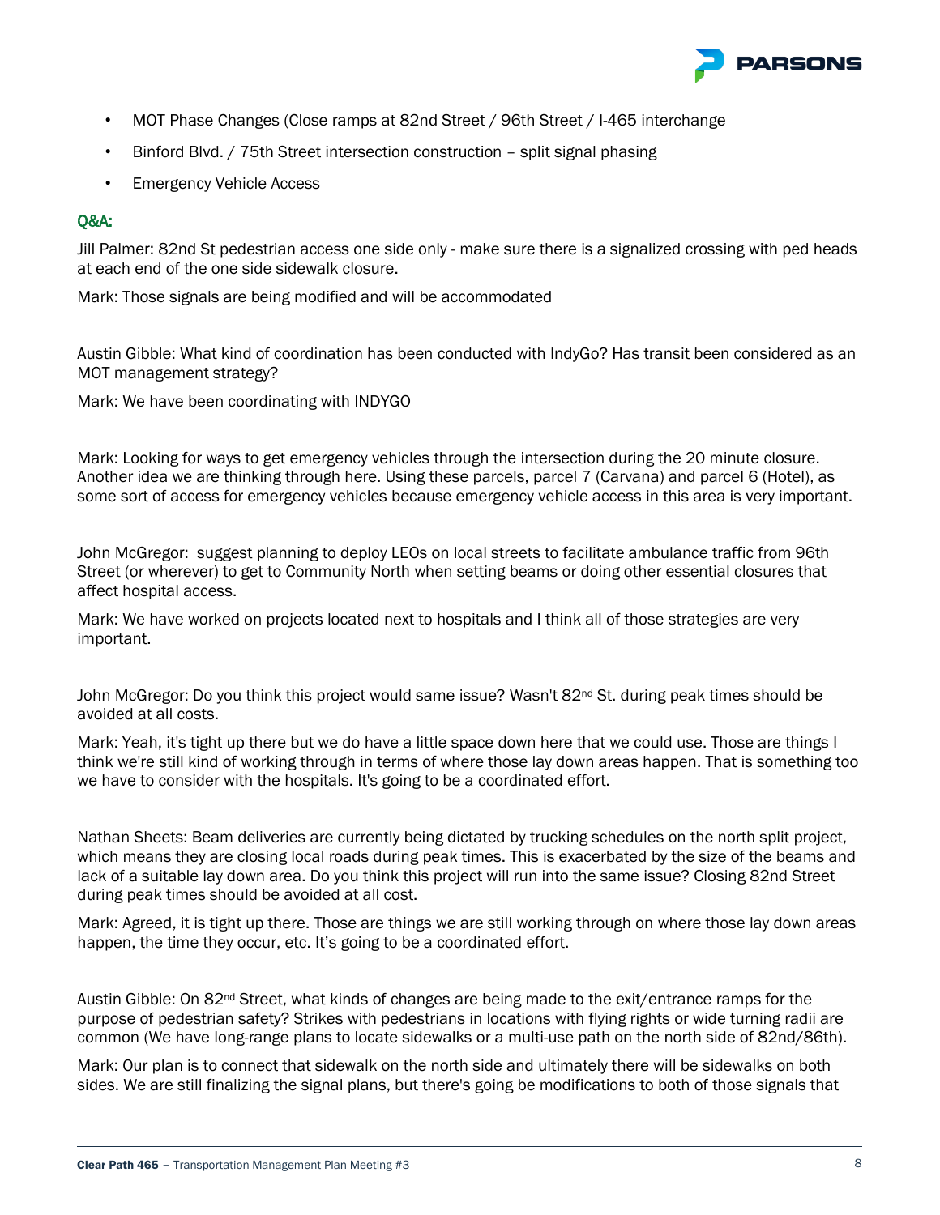- MOT Phase Changes (Close ramps at 82nd Street / 96th Street / I-465 interchange
- Binford Blvd. / 75th Street intersection construction – split signal phasing
- Emergency Vehicle Access

## Q&A:

Jill Palmer: 82nd St pedestrian access one side only - make sure there is a signalized crossing with ped heads at each end of the one side sidewalk closure.

Mark: Those signals are being modified and will be accommodated

Austin Gibble: What kind of coordination has been conducted with IndyGo? Has transit been considered as an MOT management strategy?

Mark: We have been coordinating with INDYGO

Mark: Looking for ways to get emergency vehicles through the intersection during the 20 minute closure. Another idea we are thinking through here. Using these parcels, parcel 7 (Carvana) and parcel 6 (Hotel), as some sort of access for emergency vehicles because emergency vehicle access in this area is very important.

John McGregor: suggest planning to deploy LEOs on local streets to facilitate ambulance traffic from 96th Street (or wherever) to get to Community North when setting beams or doing other essential closures that affect hospital access.

Mark: We have worked on projects located next to hospitals and I think all of those strategies are very important.

John McGregor: Do you think this project would same issue? Wasn't 82nd St. during peak times should be avoided at all costs.

Mark: Yeah, it's tight up there but we do have a little space down here that we could use. Those are things I think we're still kind of working through in terms of where those lay down areas happen. That is something too we have to consider with the hospitals. It's going to be a coordinated effort.

Nathan Sheets: Beam deliveries are currently being dictated by trucking schedules on the north split project, which means they are closing local roads during peak times. This is exacerbated by the size of the beams and lack of a suitable lay down area. Do you think this project will run into the same issue? Closing 82nd Street during peak times should be avoided at all cost.

Mark: Agreed, it is tight up there. Those are things we are still working through on where those lay down areas happen, the time they occur, etc. It's going to be a coordinated effort.

Austin Gibble: On 82nd Street, what kinds of changes are being made to the exit/entrance ramps for the purpose of pedestrian safety? Strikes with pedestrians in locations with flying rights or wide turning radii are common (We have long-range plans to locate sidewalks or a multi-use path on the north side of 82nd/86th).

Mark: Our plan is to connect that sidewalk on the north side and ultimately there will be sidewalks on both sides. We are still finalizing the signal plans, but there's going be modifications to both of those signals that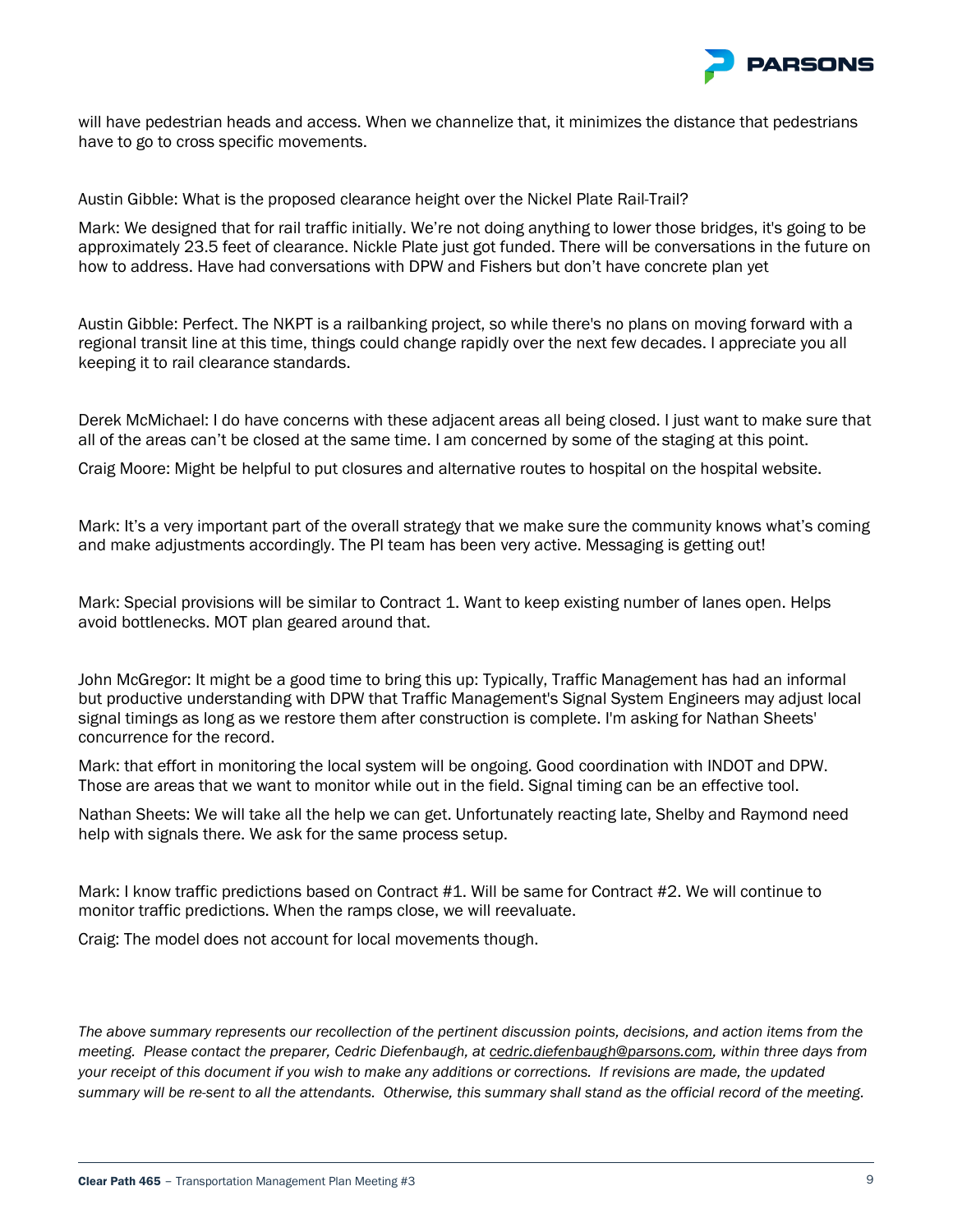will have pedestrian heads and access. When we channelize that, it minimizes the distance that pedestrians have to go to cross specific movements.

Austin Gibble: What is the proposed clearance height over the Nickel Plate Rail-Trail?

Mark: We designed that for rail traffic initially. We're not doing anything to lower those bridges, it's going to be approximately 23.5 feet of clearance. Nickle Plate just got funded. There will be conversations in the future on how to address. Have had conversations with DPW and Fishers but don't have concrete plan yet

Austin Gibble: Perfect. The NKPT is a railbanking project, so while there's no plans on moving forward with a regional transit line at this time, things could change rapidly over the next few decades. I appreciate you all keeping it to rail clearance standards.

Derek McMichael: I do have concerns with these adjacent areas all being closed. I just want to make sure that all of the areas can't be closed at the same time. I am concerned by some of the staging at this point.

Craig Moore: Might be helpful to put closures and alternative routes to hospital on the hospital website.

Mark: It's a very important part of the overall strategy that we make sure the community knows what's coming and make adjustments accordingly. The PI team has been very active. Messaging is getting out!

Mark: Special provisions will be similar to Contract 1. Want to keep existing number of lanes open. Helps avoid bottlenecks. MOT plan geared around that.

John McGregor: It might be a good time to bring this up: Typically, Traffic Management has had an informal but productive understanding with DPW that Traffic Management's Signal System Engineers may adjust local signal timings as long as we restore them after construction is complete. I'm asking for Nathan Sheets' concurrence for the record.

Mark: that effort in monitoring the local system will be ongoing. Good coordination with INDOT and DPW. Those are areas that we want to monitor while out in the field. Signal timing can be an effective tool.

Nathan Sheets: We will take all the help we can get. Unfortunately reacting late, Shelby and Raymond need help with signals there. We ask for the same process setup.

Mark: I know traffic predictions based on Contract #1. Will be same for Contract #2. We will continue to monitor traffic predictions. When the ramps close, we will reevaluate.

Craig: The model does not account for local movements though.

*The above summary represents our recollection of the pertinent discussion points, decisions, and action items from the meeting. Please contact the preparer, Cedric Diefenbaugh, at cedric.diefenbaugh@parsons.com, within three days from your receipt of this document if you wish to make any additions or corrections. If revisions are made, the updated summary will be re-sent to all the attendants. Otherwise, this summary shall stand as the official record of the meeting.*